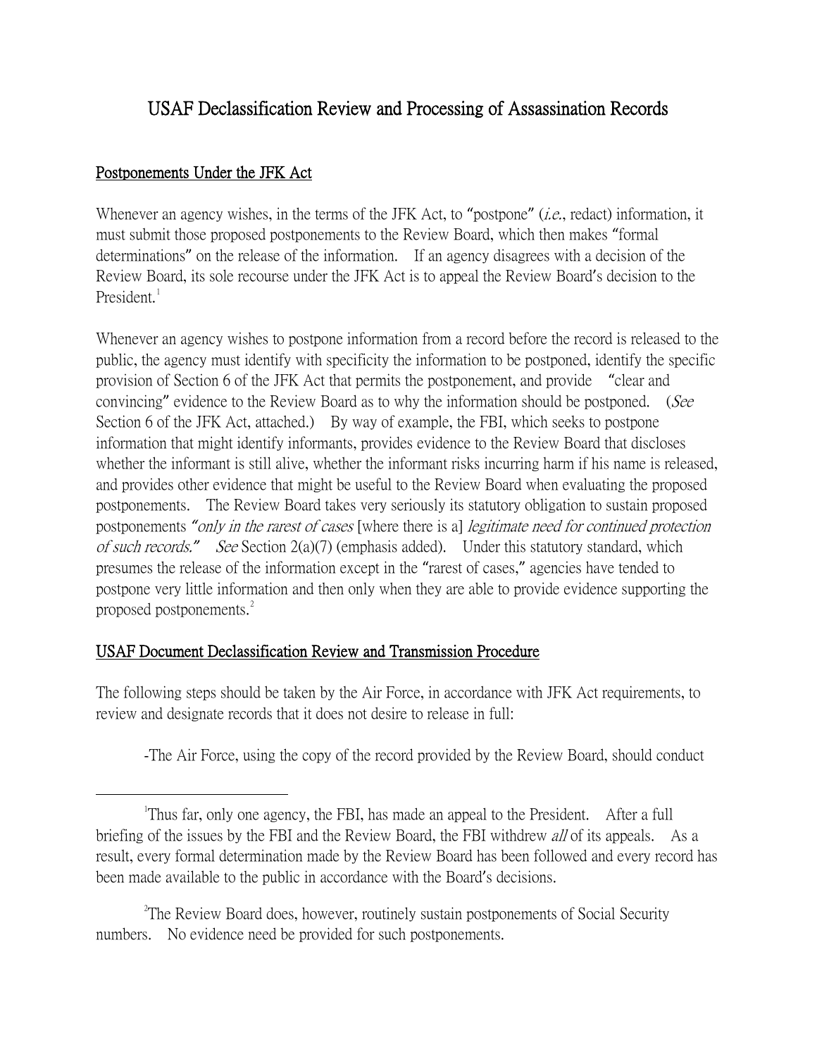# USAF Declassification Review and Processing of Assassination Records

## Postponements Under the JFK Act

Whenever an agency wishes, in the terms of the JFK Act, to "postpone" (*i.e.*, redact) information, it must submit those proposed postponements to the Review Board, which then makes "formal determinations" on the release of the information. If an agency disagrees with a decision of the Review Board, its sole recourse under the JFK Act is to appeal the Review Board's decision to the President.[1]

Whenever an agency wishes to postpone information from a record before the record is released to the public, the agency must identify with specificity the information to be postponed, identify the specific provision of Section 6 of the JFK Act that permits the postponement, and provide "clear and convincing" evidence to the Review Board as to why the information should be postponed. (*See* Section 6 of the JFK Act, attached.) By way of example, the FBI, which seeks to postpone information that might identify informants, provides evidence to the Review Board that discloses whether the informant is still alive, whether the informant risks incurring harm if his name is released, and provides other evidence that might be useful to the Review Board when evaluating the proposed postponements. The Review Board takes very seriously its statutory obligation to sustain proposed postponements *"only in the rarest of cases* [where there is a] *legitimate need for continued protection of such records."* *See* Section 2(a)(7) (emphasis added). Under this statutory standard, which presumes the release of the information except in the "rarest of cases," agencies have tended to postpone very little information and then only when they are able to provide evidence supporting the proposed postponements.[2]

## USAF Document Declassification Review and Transmission Procedure

The following steps should be taken by the Air Force, in accordance with JFK Act requirements, to review and designate records that it does not desire to release in full:

-The Air Force, using the copy of the record provided by the Review Board, should conduct

---

[1] Thus far, only one agency, the FBI, has made an appeal to the President. After a full briefing of the issues by the FBI and the Review Board, the FBI withdrew *all* of its appeals. As a result, every formal determination made by the Review Board has been followed and every record has been made available to the public in accordance with the Board's decisions.

[2] The Review Board does, however, routinely sustain postponements of Social Security numbers. No evidence need be provided for such postponements.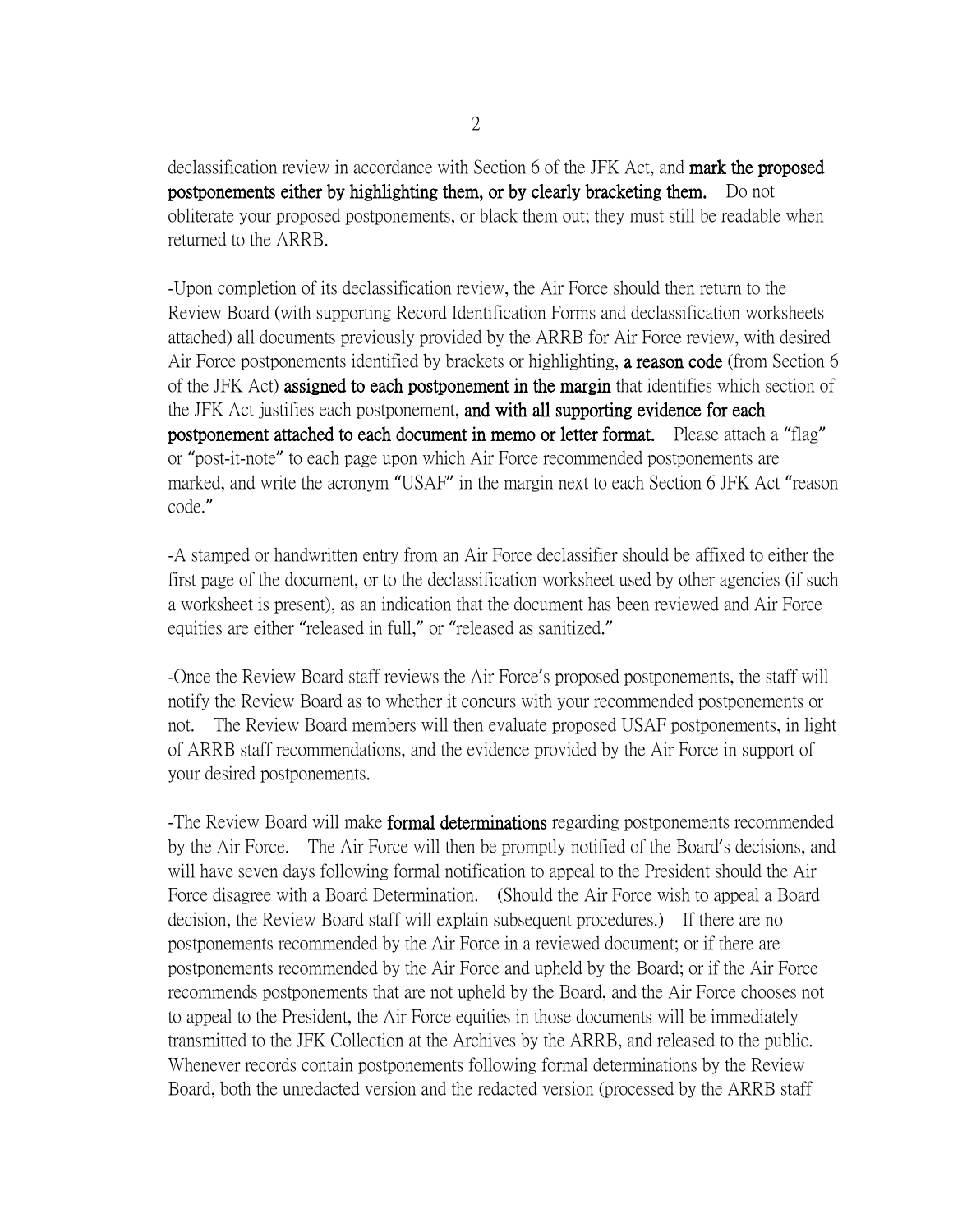declassification review in accordance with Section 6 of the JFK Act, and **mark the proposed postponements either by highlighting them, or by clearly bracketing them.** Do not obliterate your proposed postponements, or black them out; they must still be readable when returned to the ARRB.

-Upon completion of its declassification review, the Air Force should then return to the Review Board (with supporting Record Identification Forms and declassification worksheets attached) all documents previously provided by the ARRB for Air Force review, with desired Air Force postponements identified by brackets or highlighting, **a reason code** (from Section 6 of the JFK Act) **assigned to each postponement in the margin** that identifies which section of the JFK Act justifies each postponement, **and with all supporting evidence for each postponement attached to each document in memo or letter format.** Please attach a "flag" or "post-it-note" to each page upon which Air Force recommended postponements are marked, and write the acronym "USAF" in the margin next to each Section 6 JFK Act "reason code."

-A stamped or handwritten entry from an Air Force declassifier should be affixed to either the first page of the document, or to the declassification worksheet used by other agencies (if such a worksheet is present), as an indication that the document has been reviewed and Air Force equities are either "released in full," or "released as sanitized."

-Once the Review Board staff reviews the Air Force's proposed postponements, the staff will notify the Review Board as to whether it concurs with your recommended postponements or not. The Review Board members will then evaluate proposed USAF postponements, in light of ARRB staff recommendations, and the evidence provided by the Air Force in support of your desired postponements.

-The Review Board will make **formal determinations** regarding postponements recommended by the Air Force. The Air Force will then be promptly notified of the Board's decisions, and will have seven days following formal notification to appeal to the President should the Air Force disagree with a Board Determination. (Should the Air Force wish to appeal a Board decision, the Review Board staff will explain subsequent procedures.) If there are no postponements recommended by the Air Force in a reviewed document; or if there are postponements recommended by the Air Force and upheld by the Board; or if the Air Force recommends postponements that are not upheld by the Board, and the Air Force chooses not to appeal to the President, the Air Force equities in those documents will be immediately transmitted to the JFK Collection at the Archives by the ARRB, and released to the public. Whenever records contain postponements following formal determinations by the Review Board, both the unredacted version and the redacted version (processed by the ARRB staff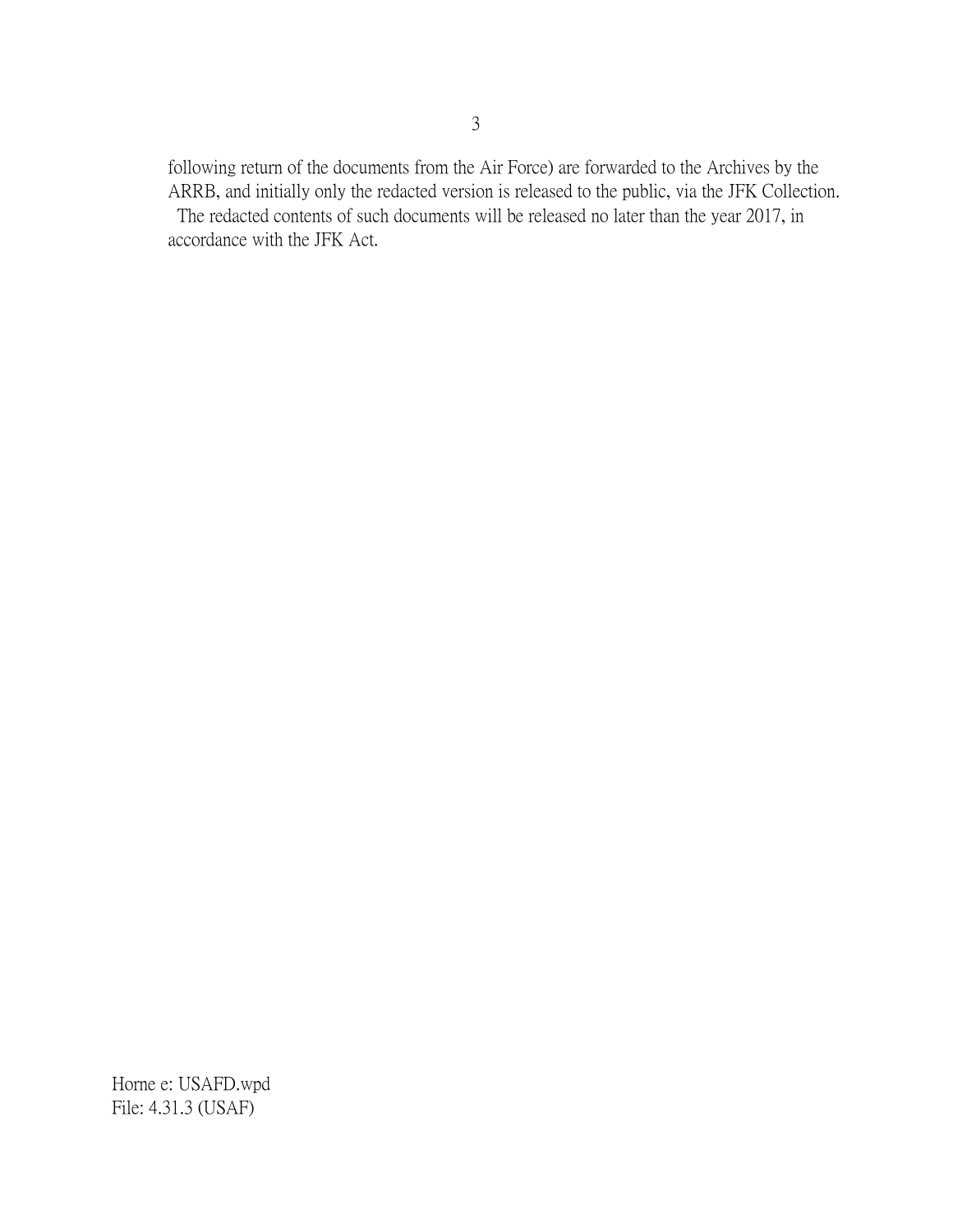following return of the documents from the Air Force) are forwarded to the Archives by the ARRB, and initially only the redacted version is released to the public, via the JFK Collection. The redacted contents of such documents will be released no later than the year 2017, in accordance with the JFK Act.

Horne e: USAFD.wpd
File: 4.31.3 (USAF)